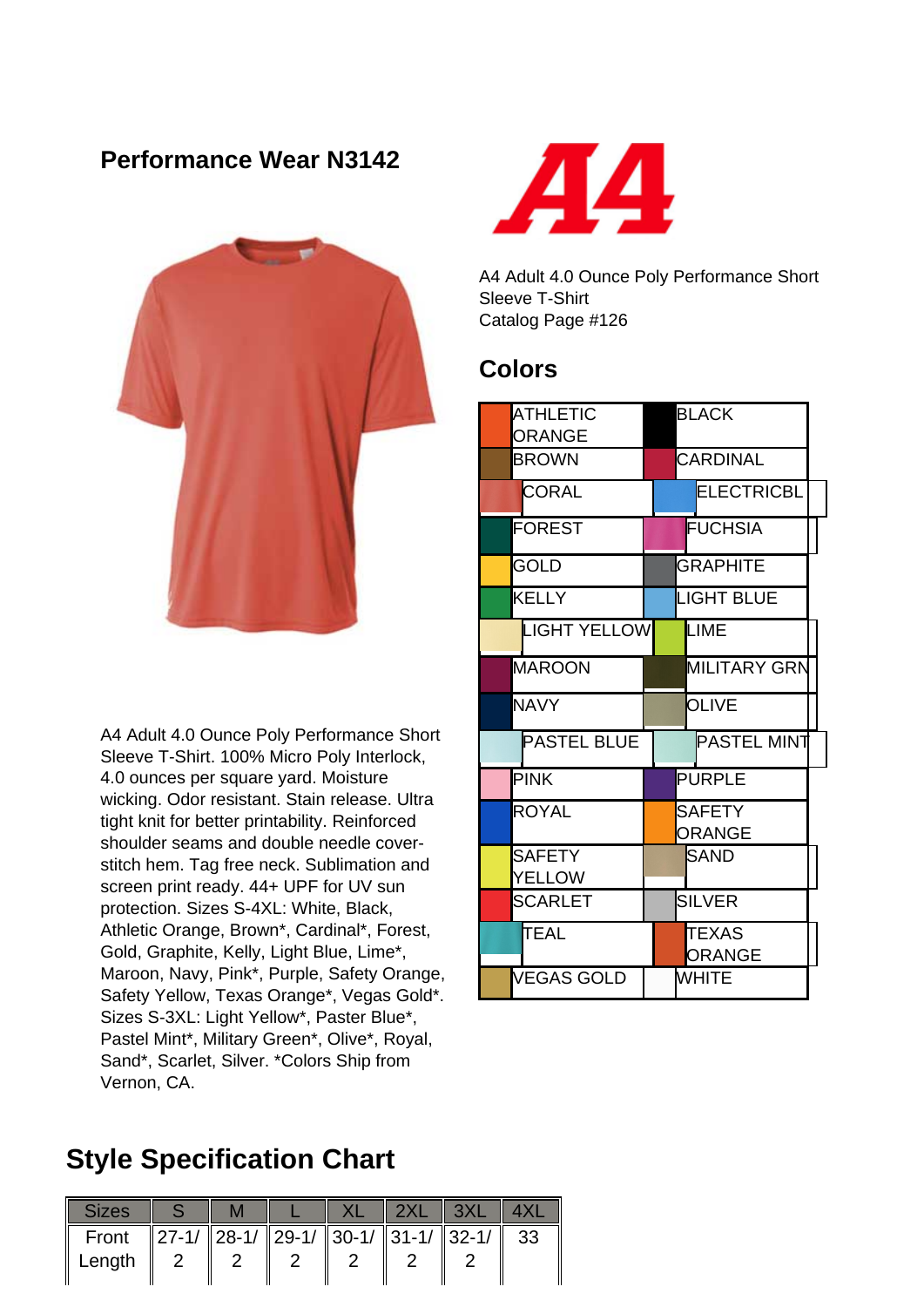## Performance Wear N3142

A4

A4 Adult 4.0 Ounce Poly Performance Short Sleeve T-Shirt
Catalog Page #126

## Colors

| | |
|---|---|
| ATHLETIC ORANGE | BLACK |
| BROWN | CARDINAL |
| CORAL | ELECTRICBL |
| FOREST | FUCHSIA |
| GOLD | GRAPHITE |
| KELLY | LIGHT BLUE |
| LIGHT YELLOW | LIME |
| MAROON | MILITARY GRN |
| NAVY | OLIVE |
| PASTEL BLUE | PASTEL MINT |
| PINK | PURPLE |
| ROYAL | SAFETY ORANGE |
| SAFETY YELLOW | SAND |
| SCARLET | SILVER |
| TEAL | TEXAS ORANGE |
| VEGAS GOLD | WHITE |

A4 Adult 4.0 Ounce Poly Performance Short Sleeve T-Shirt. 100% Micro Poly Interlock, 4.0 ounces per square yard. Moisture wicking. Odor resistant. Stain release. Ultra tight knit for better printability. Reinforced shoulder seams and double needle cover-stitch hem. Tag free neck. Sublimation and screen print ready. 44+ UPF for UV sun protection. Sizes S-4XL: White, Black, Athletic Orange, Brown*, Cardinal*, Forest, Gold, Graphite, Kelly, Light Blue, Lime*, Maroon, Navy, Pink*, Purple, Safety Orange, Safety Yellow, Texas Orange*, Vegas Gold*. Sizes S-3XL: Light Yellow*, Paster Blue*, Pastel Mint*, Military Green*, Olive*, Royal, Sand*, Scarlet, Silver. *Colors Ship from Vernon, CA.

## Style Specification Chart

| Sizes | S | M | L | XL | 2XL | 3XL | 4XL |
|---|---|---|---|---|---|---|---|
| Front Length | 27-1/2 | 28-1/2 | 29-1/2 | 30-1/2 | 31-1/2 | 32-1/2 | 33 |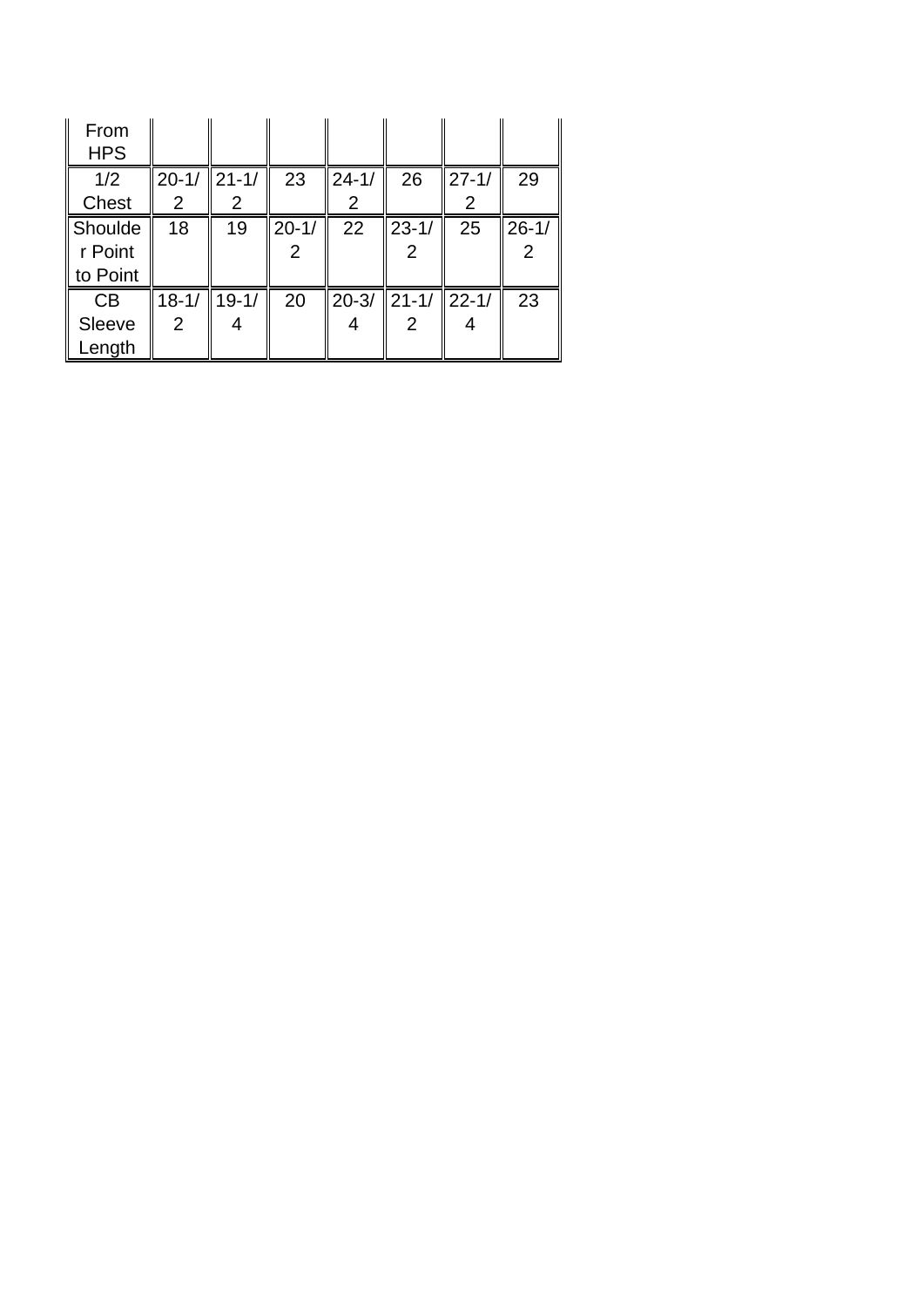| | | | | | | | |
|---|---|---|---|---|---|---|---|
| From HPS | | | | | | | |
| 1/2 Chest | 20-1/2 | 21-1/2 | 23 | 24-1/2 | 26 | 27-1/2 | 29 |
| Shoulder Point to Point | 18 | 19 | 20-1/2 | 22 | 23-1/2 | 25 | 26-1/2 |
| CB Sleeve Length | 18-1/2 | 19-1/4 | 20 | 20-3/4 | 21-1/2 | 22-1/4 | 23 |